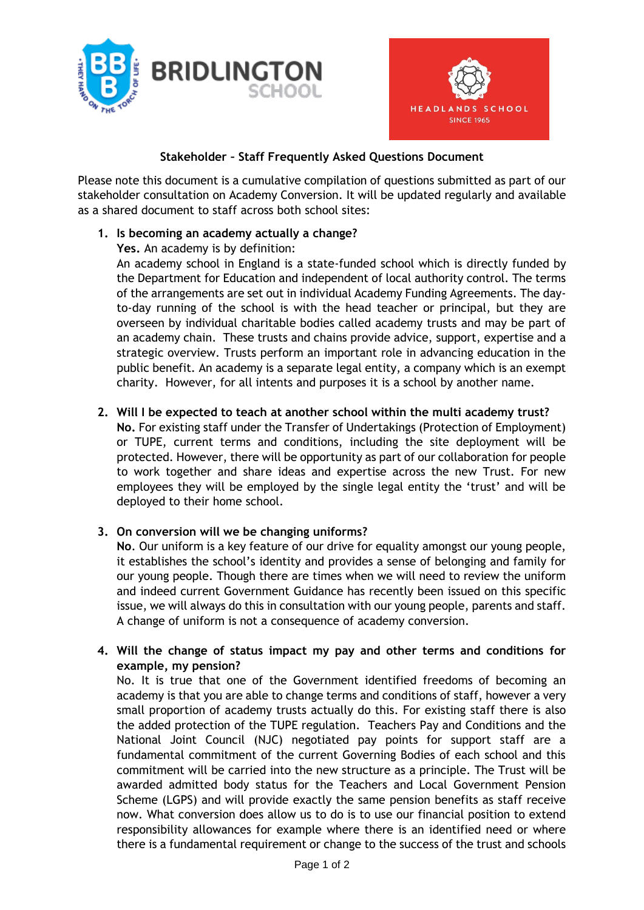**Stakeholder – Staff Frequently Asked Questions Document**

Please note this document is a cumulative compilation of questions submitted as part of our stakeholder consultation on Academy Conversion. It will be updated regularly and available as a shared document to staff across both school sites:

1. **Is becoming an academy actually a change?**
   **Yes.** An academy is by definition:
   An academy school in England is a state-funded school which is directly funded by the Department for Education and independent of local authority control. The terms of the arrangements are set out in individual Academy Funding Agreements. The day-to-day running of the school is with the head teacher or principal, but they are overseen by individual charitable bodies called academy trusts and may be part of an academy chain. These trusts and chains provide advice, support, expertise and a strategic overview. Trusts perform an important role in advancing education in the public benefit. An academy is a separate legal entity, a company which is an exempt charity. However, for all intents and purposes it is a school by another name.

2. **Will I be expected to teach at another school within the multi academy trust?**
   **No.** For existing staff under the Transfer of Undertakings (Protection of Employment) or TUPE, current terms and conditions, including the site deployment will be protected. However, there will be opportunity as part of our collaboration for people to work together and share ideas and expertise across the new Trust. For new employees they will be employed by the single legal entity the 'trust' and will be deployed to their home school.

3. **On conversion will we be changing uniforms?**
   **No**. Our uniform is a key feature of our drive for equality amongst our young people, it establishes the school's identity and provides a sense of belonging and family for our young people. Though there are times when we will need to review the uniform and indeed current Government Guidance has recently been issued on this specific issue, we will always do this in consultation with our young people, parents and staff. A change of uniform is not a consequence of academy conversion.

4. **Will the change of status impact my pay and other terms and conditions for example, my pension?**
   No. It is true that one of the Government identified freedoms of becoming an academy is that you are able to change terms and conditions of staff, however a very small proportion of academy trusts actually do this. For existing staff there is also the added protection of the TUPE regulation. Teachers Pay and Conditions and the National Joint Council (NJC) negotiated pay points for support staff are a fundamental commitment of the current Governing Bodies of each school and this commitment will be carried into the new structure as a principle. The Trust will be awarded admitted body status for the Teachers and Local Government Pension Scheme (LGPS) and will provide exactly the same pension benefits as staff receive now. What conversion does allow us to do is to use our financial position to extend responsibility allowances for example where there is an identified need or where there is a fundamental requirement or change to the success of the trust and schools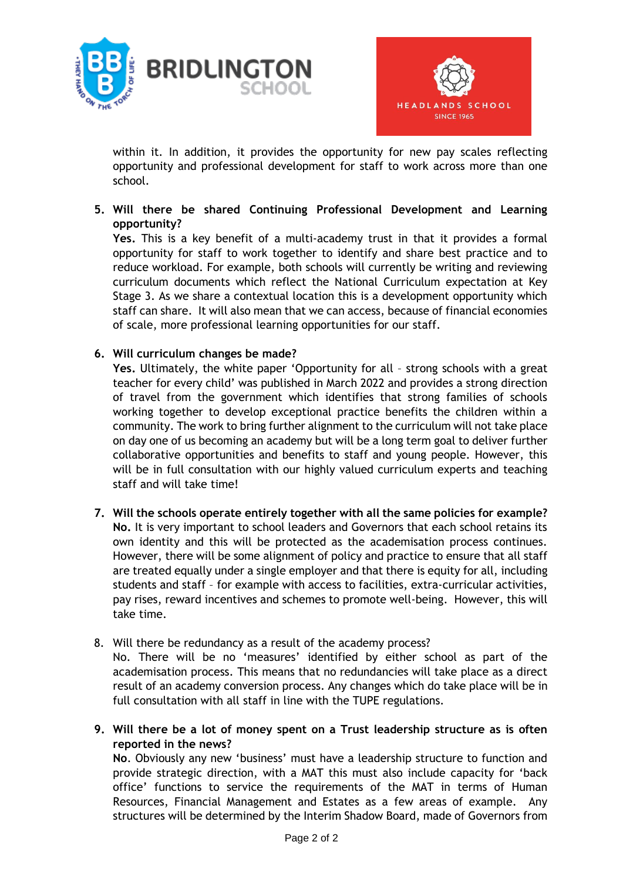within it. In addition, it provides the opportunity for new pay scales reflecting opportunity and professional development for staff to work across more than one school.

5. **Will there be shared Continuing Professional Development and Learning opportunity?**
   **Yes.** This is a key benefit of a multi-academy trust in that it provides a formal opportunity for staff to work together to identify and share best practice and to reduce workload. For example, both schools will currently be writing and reviewing curriculum documents which reflect the National Curriculum expectation at Key Stage 3. As we share a contextual location this is a development opportunity which staff can share. It will also mean that we can access, because of financial economies of scale, more professional learning opportunities for our staff.

6. **Will curriculum changes be made?**
   **Yes.** Ultimately, the white paper 'Opportunity for all – strong schools with a great teacher for every child' was published in March 2022 and provides a strong direction of travel from the government which identifies that strong families of schools working together to develop exceptional practice benefits the children within a community. The work to bring further alignment to the curriculum will not take place on day one of us becoming an academy but will be a long term goal to deliver further collaborative opportunities and benefits to staff and young people. However, this will be in full consultation with our highly valued curriculum experts and teaching staff and will take time!

7. **Will the schools operate entirely together with all the same policies for example?**
   **No.** It is very important to school leaders and Governors that each school retains its own identity and this will be protected as the academisation process continues. However, there will be some alignment of policy and practice to ensure that all staff are treated equally under a single employer and that there is equity for all, including students and staff – for example with access to facilities, extra-curricular activities, pay rises, reward incentives and schemes to promote well-being. However, this will take time.

8. Will there be redundancy as a result of the academy process?
   No. There will be no 'measures' identified by either school as part of the academisation process. This means that no redundancies will take place as a direct result of an academy conversion process. Any changes which do take place will be in full consultation with all staff in line with the TUPE regulations.

9. **Will there be a lot of money spent on a Trust leadership structure as is often reported in the news?**
   **No**. Obviously any new 'business' must have a leadership structure to function and provide strategic direction, with a MAT this must also include capacity for 'back office' functions to service the requirements of the MAT in terms of Human Resources, Financial Management and Estates as a few areas of example. Any structures will be determined by the Interim Shadow Board, made of Governors from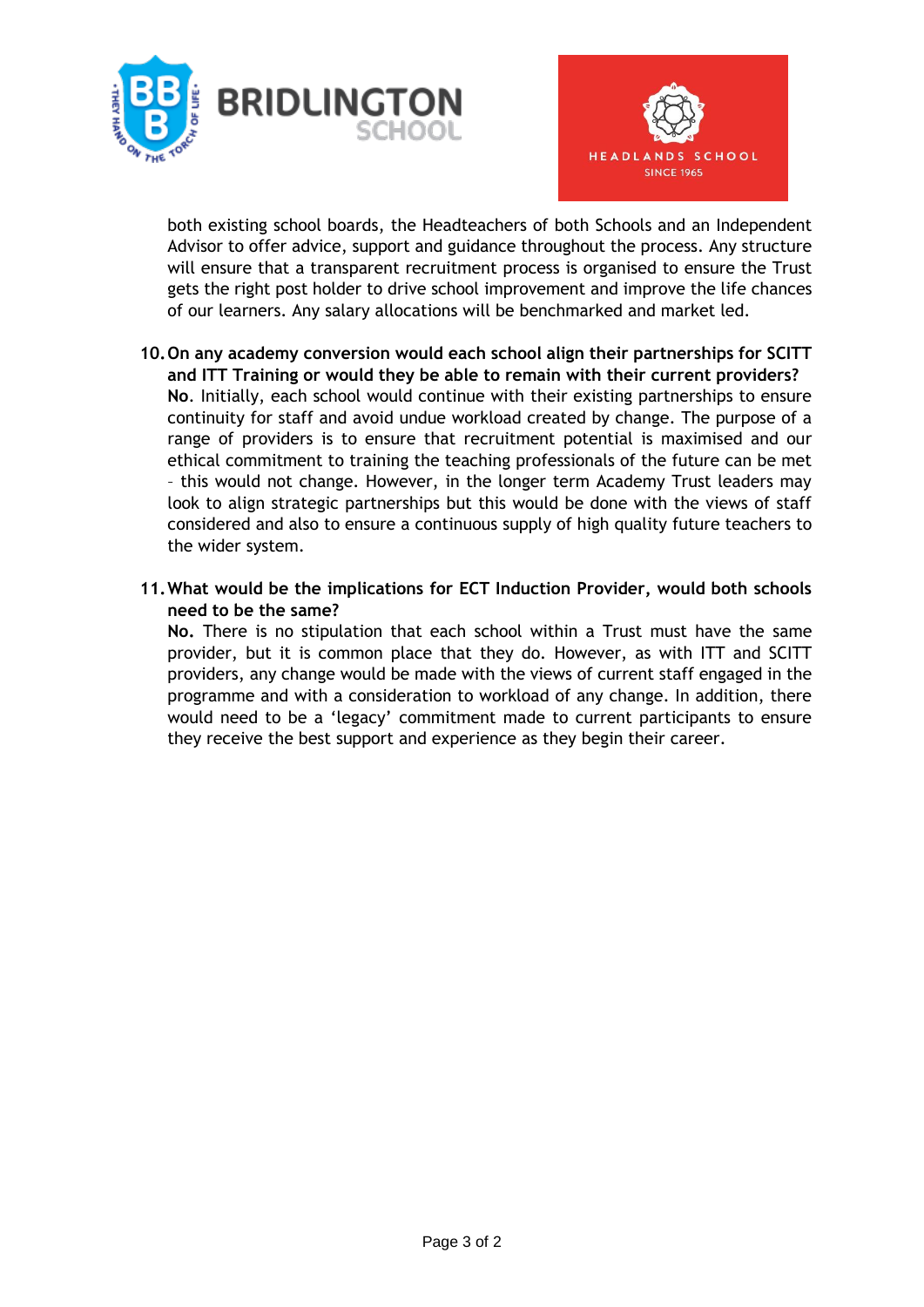both existing school boards, the Headteachers of both Schools and an Independent Advisor to offer advice, support and guidance throughout the process. Any structure will ensure that a transparent recruitment process is organised to ensure the Trust gets the right post holder to drive school improvement and improve the life chances of our learners. Any salary allocations will be benchmarked and market led.

10. **On any academy conversion would each school align their partnerships for SCITT and ITT Training or would they be able to remain with their current providers?**
    **No**. Initially, each school would continue with their existing partnerships to ensure continuity for staff and avoid undue workload created by change. The purpose of a range of providers is to ensure that recruitment potential is maximised and our ethical commitment to training the teaching professionals of the future can be met – this would not change. However, in the longer term Academy Trust leaders may look to align strategic partnerships but this would be done with the views of staff considered and also to ensure a continuous supply of high quality future teachers to the wider system.

11. **What would be the implications for ECT Induction Provider, would both schools need to be the same?**
    **No.** There is no stipulation that each school within a Trust must have the same provider, but it is common place that they do. However, as with ITT and SCITT providers, any change would be made with the views of current staff engaged in the programme and with a consideration to workload of any change. In addition, there would need to be a 'legacy' commitment made to current participants to ensure they receive the best support and experience as they begin their career.